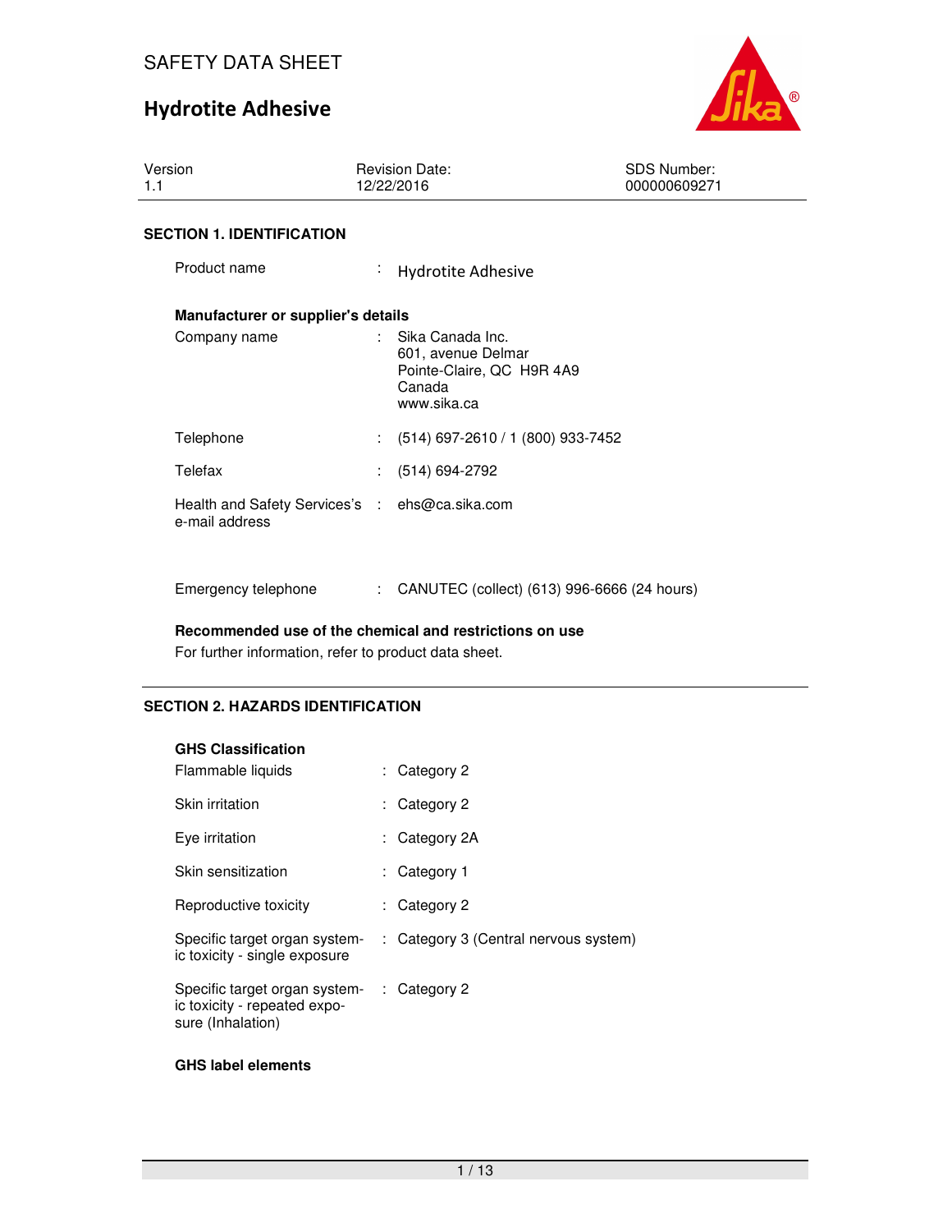SAFETY DATA SHEET

# Hydrotite Adhesive

| Version | Revision Date: | SDS Number: |
|---|---|---|
| 1.1 | 12/22/2016 | 000000609271 |

## SECTION 1. IDENTIFICATION

Product name : Hydrotite Adhesive

**Manufacturer or supplier's details**

Company name : Sika Canada Inc.
601, avenue Delmar
Pointe-Claire, QC  H9R 4A9
Canada
www.sika.ca

Telephone : (514) 697-2610 / 1 (800) 933-7452

Telefax : (514) 694-2792

Health and Safety Services's e-mail address : ehs@ca.sika.com

Emergency telephone : CANUTEC (collect) (613) 996-6666 (24 hours)

**Recommended use of the chemical and restrictions on use**

For further information, refer to product data sheet.

## SECTION 2. HAZARDS IDENTIFICATION

**GHS Classification**

Flammable liquids : Category 2

Skin irritation : Category 2

Eye irritation : Category 2A

Skin sensitization : Category 1

Reproductive toxicity : Category 2

Specific target organ systemic toxicity - single exposure : Category 3 (Central nervous system)

Specific target organ systemic toxicity - repeated exposure (Inhalation) : Category 2

**GHS label elements**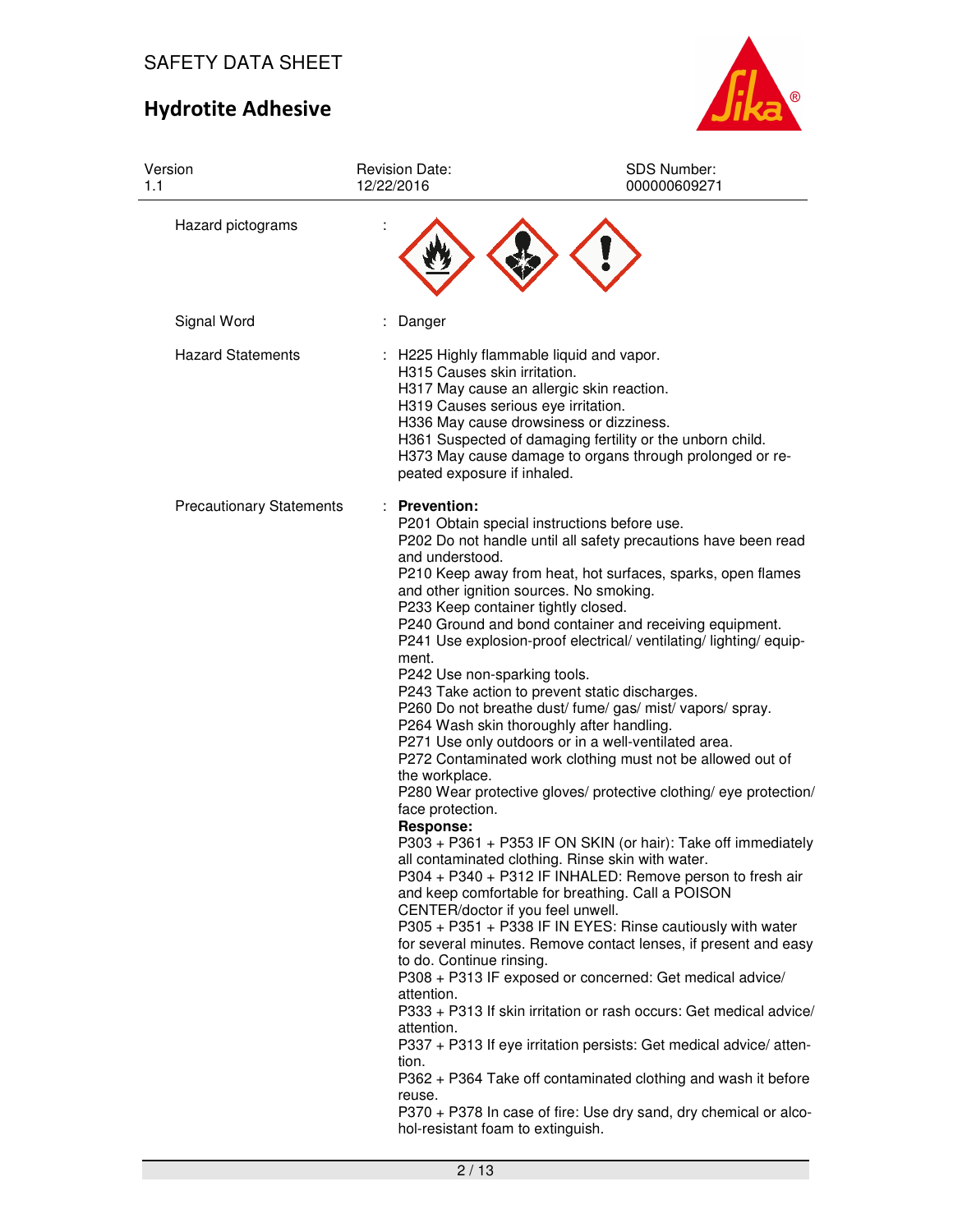| Version | Revision Date: | SDS Number: |
|---|---|---|
| 1.1 | 12/22/2016 | 000000609271 |

Hazard pictograms :

Signal Word : Danger

Hazard Statements : H225 Highly flammable liquid and vapor.
H315 Causes skin irritation.
H317 May cause an allergic skin reaction.
H319 Causes serious eye irritation.
H336 May cause drowsiness or dizziness.
H361 Suspected of damaging fertility or the unborn child.
H373 May cause damage to organs through prolonged or repeated exposure if inhaled.

Precautionary Statements : **Prevention:**
P201 Obtain special instructions before use.
P202 Do not handle until all safety precautions have been read and understood.
P210 Keep away from heat, hot surfaces, sparks, open flames and other ignition sources. No smoking.
P233 Keep container tightly closed.
P240 Ground and bond container and receiving equipment.
P241 Use explosion-proof electrical/ ventilating/ lighting/ equipment.
P242 Use non-sparking tools.
P243 Take action to prevent static discharges.
P260 Do not breathe dust/ fume/ gas/ mist/ vapors/ spray.
P264 Wash skin thoroughly after handling.
P271 Use only outdoors or in a well-ventilated area.
P272 Contaminated work clothing must not be allowed out of the workplace.
P280 Wear protective gloves/ protective clothing/ eye protection/ face protection.
**Response:**
P303 + P361 + P353 IF ON SKIN (or hair): Take off immediately all contaminated clothing. Rinse skin with water.
P304 + P340 + P312 IF INHALED: Remove person to fresh air and keep comfortable for breathing. Call a POISON CENTER/doctor if you feel unwell.
P305 + P351 + P338 IF IN EYES: Rinse cautiously with water for several minutes. Remove contact lenses, if present and easy to do. Continue rinsing.
P308 + P313 IF exposed or concerned: Get medical advice/ attention.
P333 + P313 If skin irritation or rash occurs: Get medical advice/ attention.
P337 + P313 If eye irritation persists: Get medical advice/ attention.
P362 + P364 Take off contaminated clothing and wash it before reuse.
P370 + P378 In case of fire: Use dry sand, dry chemical or alcohol-resistant foam to extinguish.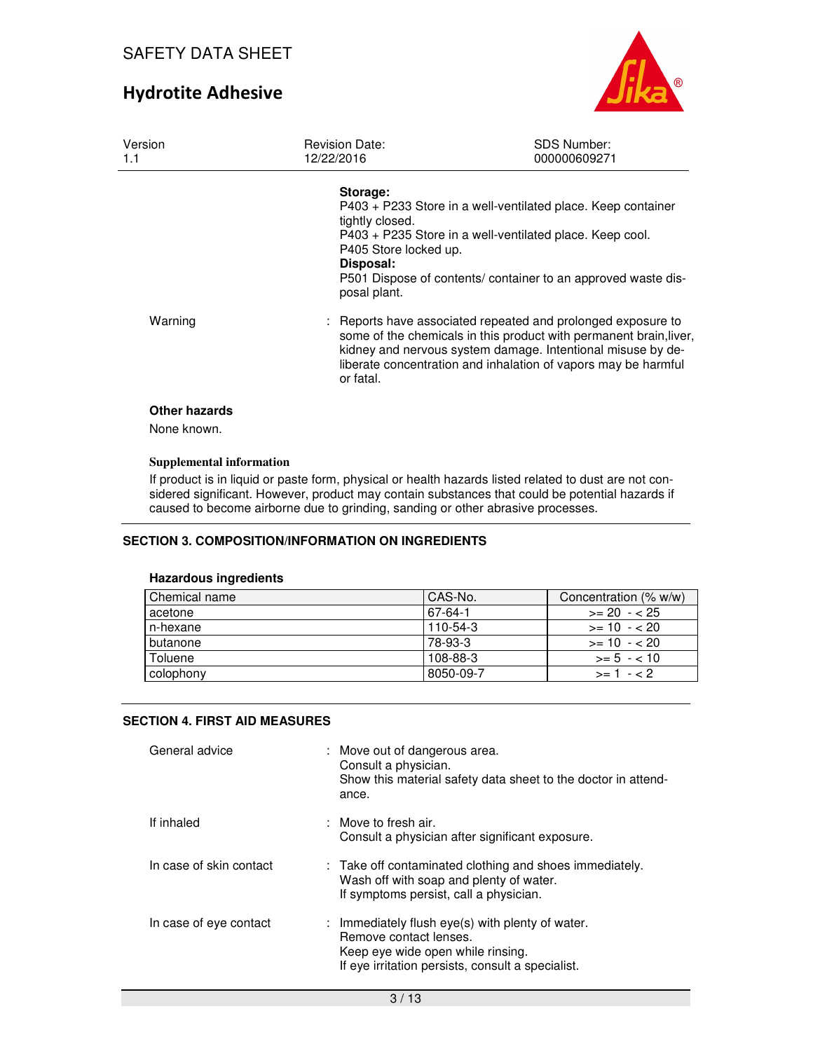**Storage:**
P403 + P233 Store in a well-ventilated place. Keep container tightly closed.
P403 + P235 Store in a well-ventilated place. Keep cool.
P405 Store locked up.
**Disposal:**
P501 Dispose of contents/ container to an approved waste disposal plant.

Warning : Reports have associated repeated and prolonged exposure to some of the chemicals in this product with permanent brain,liver, kidney and nervous system damage. Intentional misuse by deliberate concentration and inhalation of vapors may be harmful or fatal.

**Other hazards**

None known.

**Supplemental information**

If product is in liquid or paste form, physical or health hazards listed related to dust are not considered significant. However, product may contain substances that could be potential hazards if caused to become airborne due to grinding, sanding or other abrasive processes.

## SECTION 3. COMPOSITION/INFORMATION ON INGREDIENTS

**Hazardous ingredients**

| Chemical name | CAS-No. | Concentration (% w/w) |
|---|---|---|
| acetone | 67-64-1 | >= 20 - < 25 |
| n-hexane | 110-54-3 | >= 10 - < 20 |
| butanone | 78-93-3 | >= 10 - < 20 |
| Toluene | 108-88-3 | >= 5 - < 10 |
| colophony | 8050-09-7 | >= 1 - < 2 |

## SECTION 4. FIRST AID MEASURES

General advice : Move out of dangerous area.
Consult a physician.
Show this material safety data sheet to the doctor in attendance.

If inhaled : Move to fresh air.
Consult a physician after significant exposure.

In case of skin contact : Take off contaminated clothing and shoes immediately.
Wash off with soap and plenty of water.
If symptoms persist, call a physician.

In case of eye contact : Immediately flush eye(s) with plenty of water.
Remove contact lenses.
Keep eye wide open while rinsing.
If eye irritation persists, consult a specialist.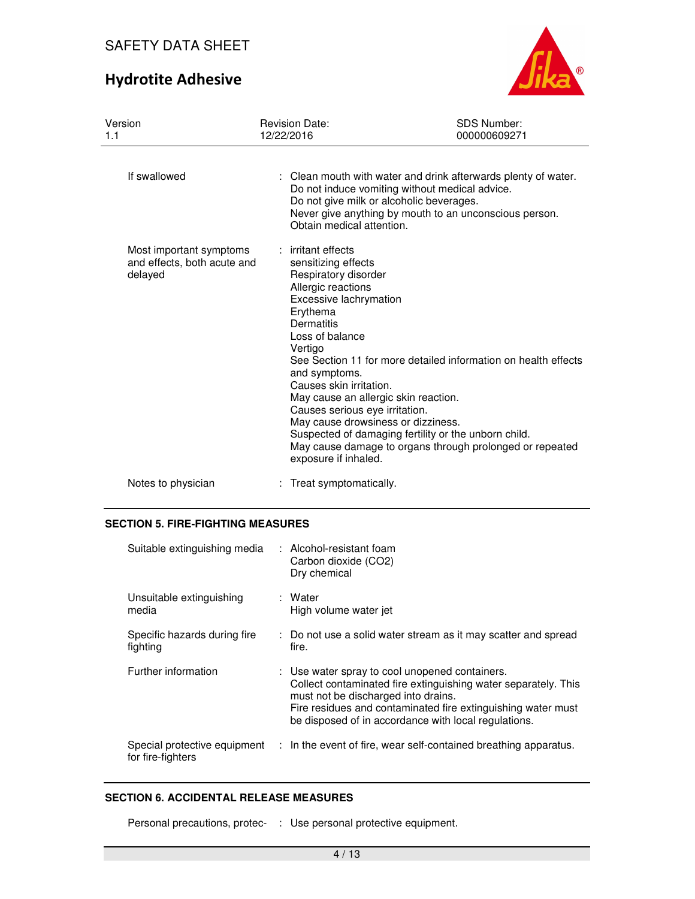| | | |
|---|---|---|
| If swallowed | : | Clean mouth with water and drink afterwards plenty of water.<br>Do not induce vomiting without medical advice.<br>Do not give milk or alcoholic beverages.<br>Never give anything by mouth to an unconscious person.<br>Obtain medical attention. |
| Most important symptoms and effects, both acute and delayed | : | irritant effects<br>sensitizing effects<br>Respiratory disorder<br>Allergic reactions<br>Excessive lachrymation<br>Erythema<br>Dermatitis<br>Loss of balance<br>Vertigo<br>See Section 11 for more detailed information on health effects and symptoms.<br>Causes skin irritation.<br>May cause an allergic skin reaction.<br>Causes serious eye irritation.<br>May cause drowsiness or dizziness.<br>Suspected of damaging fertility or the unborn child.<br>May cause damage to organs through prolonged or repeated exposure if inhaled. |
| Notes to physician | : | Treat symptomatically. |

## SECTION 5. FIRE-FIGHTING MEASURES

| | | |
|---|---|---|
| Suitable extinguishing media | : | Alcohol-resistant foam<br>Carbon dioxide ($CO_2$)<br>Dry chemical |
| Unsuitable extinguishing media | : | Water<br>High volume water jet |
| Specific hazards during fire fighting | : | Do not use a solid water stream as it may scatter and spread fire. |
| Further information | : | Use water spray to cool unopened containers.<br>Collect contaminated fire extinguishing water separately. This must not be discharged into drains.<br>Fire residues and contaminated fire extinguishing water must be disposed of in accordance with local regulations. |
| Special protective equipment for fire-fighters | : | In the event of fire, wear self-contained breathing apparatus. |

## SECTION 6. ACCIDENTAL RELEASE MEASURES

| | | |
|---|---|---|
| Personal precautions, protec- | : | Use personal protective equipment. |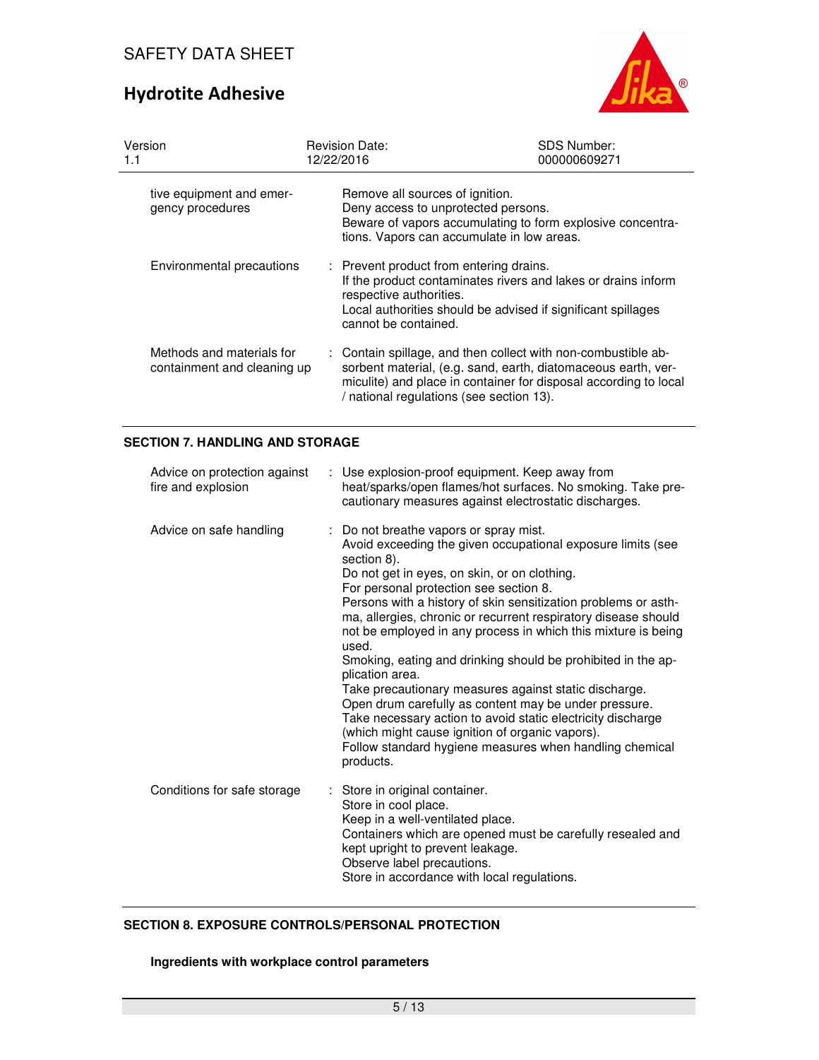| | | |
|---|---|---|
| tive equipment and emergency procedures | | Remove all sources of ignition.<br>Deny access to unprotected persons.<br>Beware of vapors accumulating to form explosive concentrations. Vapors can accumulate in low areas. |
| Environmental precautions | : | Prevent product from entering drains.<br>If the product contaminates rivers and lakes or drains inform respective authorities.<br>Local authorities should be advised if significant spillages cannot be contained. |
| Methods and materials for containment and cleaning up | : | Contain spillage, and then collect with non-combustible absorbent material, (e.g. sand, earth, diatomaceous earth, vermiculite) and place in container for disposal according to local / national regulations (see section 13). |

## SECTION 7. HANDLING AND STORAGE

| | | |
|---|---|---|
| Advice on protection against fire and explosion | : | Use explosion-proof equipment. Keep away from heat/sparks/open flames/hot surfaces. No smoking. Take precautionary measures against electrostatic discharges. |
| Advice on safe handling | : | Do not breathe vapors or spray mist.<br>Avoid exceeding the given occupational exposure limits (see section 8).<br>Do not get in eyes, on skin, or on clothing.<br>For personal protection see section 8.<br>Persons with a history of skin sensitization problems or asthma, allergies, chronic or recurrent respiratory disease should not be employed in any process in which this mixture is being used.<br>Smoking, eating and drinking should be prohibited in the application area.<br>Take precautionary measures against static discharge.<br>Open drum carefully as content may be under pressure.<br>Take necessary action to avoid static electricity discharge (which might cause ignition of organic vapors).<br>Follow standard hygiene measures when handling chemical products. |
| Conditions for safe storage | : | Store in original container.<br>Store in cool place.<br>Keep in a well-ventilated place.<br>Containers which are opened must be carefully resealed and kept upright to prevent leakage.<br>Observe label precautions.<br>Store in accordance with local regulations. |

## SECTION 8. EXPOSURE CONTROLS/PERSONAL PROTECTION

**Ingredients with workplace control parameters**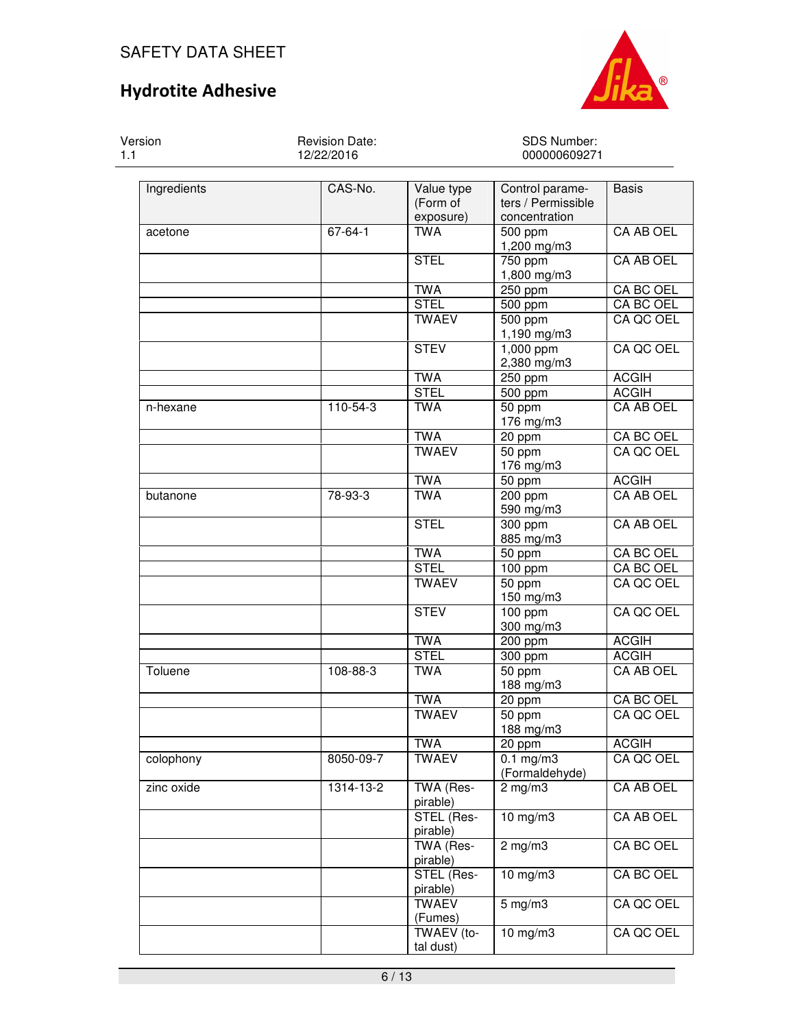| Ingredients | CAS-No. | Value type (Form of exposure) | Control parameters / Permissible concentration | Basis |
|---|---|---|---|---|
| acetone | 67-64-1 | TWA | 500 ppm<br>1,200 mg/m3 | CA AB OEL |
| | | STEL | 750 ppm<br>1,800 mg/m3 | CA AB OEL |
| | | TWA | 250 ppm | CA BC OEL |
| | | STEL | 500 ppm | CA BC OEL |
| | | TWAEV | 500 ppm<br>1,190 mg/m3 | CA QC OEL |
| | | STEV | 1,000 ppm<br>2,380 mg/m3 | CA QC OEL |
| | | TWA | 250 ppm | ACGIH |
| | | STEL | 500 ppm | ACGIH |
| n-hexane | 110-54-3 | TWA | 50 ppm<br>176 mg/m3 | CA AB OEL |
| | | TWA | 20 ppm | CA BC OEL |
| | | TWAEV | 50 ppm<br>176 mg/m3 | CA QC OEL |
| | | TWA | 50 ppm | ACGIH |
| butanone | 78-93-3 | TWA | 200 ppm<br>590 mg/m3 | CA AB OEL |
| | | STEL | 300 ppm<br>885 mg/m3 | CA AB OEL |
| | | TWA | 50 ppm | CA BC OEL |
| | | STEL | 100 ppm | CA BC OEL |
| | | TWAEV | 50 ppm<br>150 mg/m3 | CA QC OEL |
| | | STEV | 100 ppm<br>300 mg/m3 | CA QC OEL |
| | | TWA | 200 ppm | ACGIH |
| | | STEL | 300 ppm | ACGIH |
| Toluene | 108-88-3 | TWA | 50 ppm<br>188 mg/m3 | CA AB OEL |
| | | TWA | 20 ppm | CA BC OEL |
| | | TWAEV | 50 ppm<br>188 mg/m3 | CA QC OEL |
| | | TWA | 20 ppm | ACGIH |
| colophony | 8050-09-7 | TWAEV | 0.1 mg/m3<br>(Formaldehyde) | CA QC OEL |
| zinc oxide | 1314-13-2 | TWA (Respirable) | 2 mg/m3 | CA AB OEL |
| | | STEL (Respirable) | 10 mg/m3 | CA AB OEL |
| | | TWA (Respirable) | 2 mg/m3 | CA BC OEL |
| | | STEL (Respirable) | 10 mg/m3 | CA BC OEL |
| | | TWAEV (Fumes) | 5 mg/m3 | CA QC OEL |
| | | TWAEV (total dust) | 10 mg/m3 | CA QC OEL |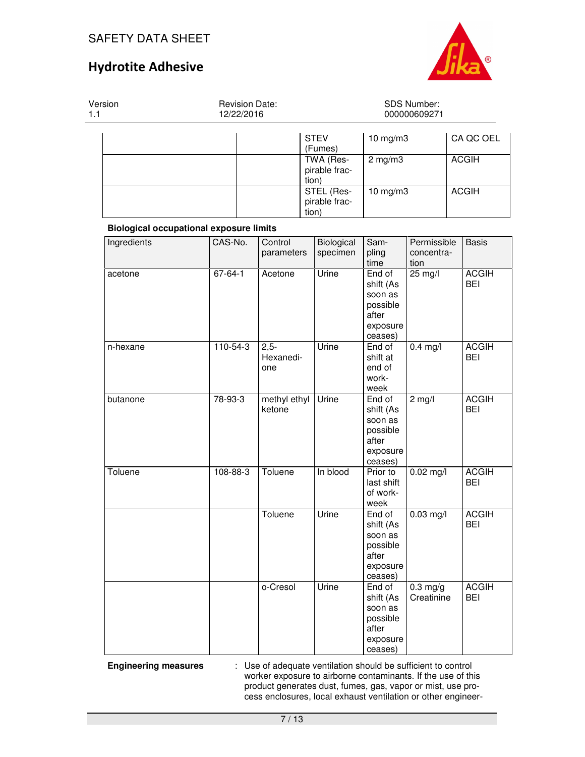| | | | | |
|---|---|---|---|---|
| | | STEV (Fumes) | 10 mg/m3 | CA QC OEL |
| | | TWA (Respirable fraction) | 2 mg/m3 | ACGIH |
| | | STEL (Respirable fraction) | 10 mg/m3 | ACGIH |

**Biological occupational exposure limits**

| Ingredients | CAS-No. | Control parameters | Biological specimen | Sampling time | Permissible concentration | Basis |
|---|---|---|---|---|---|---|
| acetone | 67-64-1 | Acetone | Urine | End of shift (As soon as possible after exposure ceases) | 25 mg/l | ACGIH BEI |
| n-hexane | 110-54-3 | 2,5-Hexanedione | Urine | End of shift at end of workweek | 0.4 mg/l | ACGIH BEI |
| butanone | 78-93-3 | methyl ethyl ketone | Urine | End of shift (As soon as possible after exposure ceases) | 2 mg/l | ACGIH BEI |
| Toluene | 108-88-3 | Toluene | In blood | Prior to last shift of workweek | 0.02 mg/l | ACGIH BEI |
| | | Toluene | Urine | End of shift (As soon as possible after exposure ceases) | 0.03 mg/l | ACGIH BEI |
| | | o-Cresol | Urine | End of shift (As soon as possible after exposure ceases) | 0.3 mg/g Creatinine | ACGIH BEI |

**Engineering measures** : Use of adequate ventilation should be sufficient to control worker exposure to airborne contaminants. If the use of this product generates dust, fumes, gas, vapor or mist, use process enclosures, local exhaust ventilation or other engineer-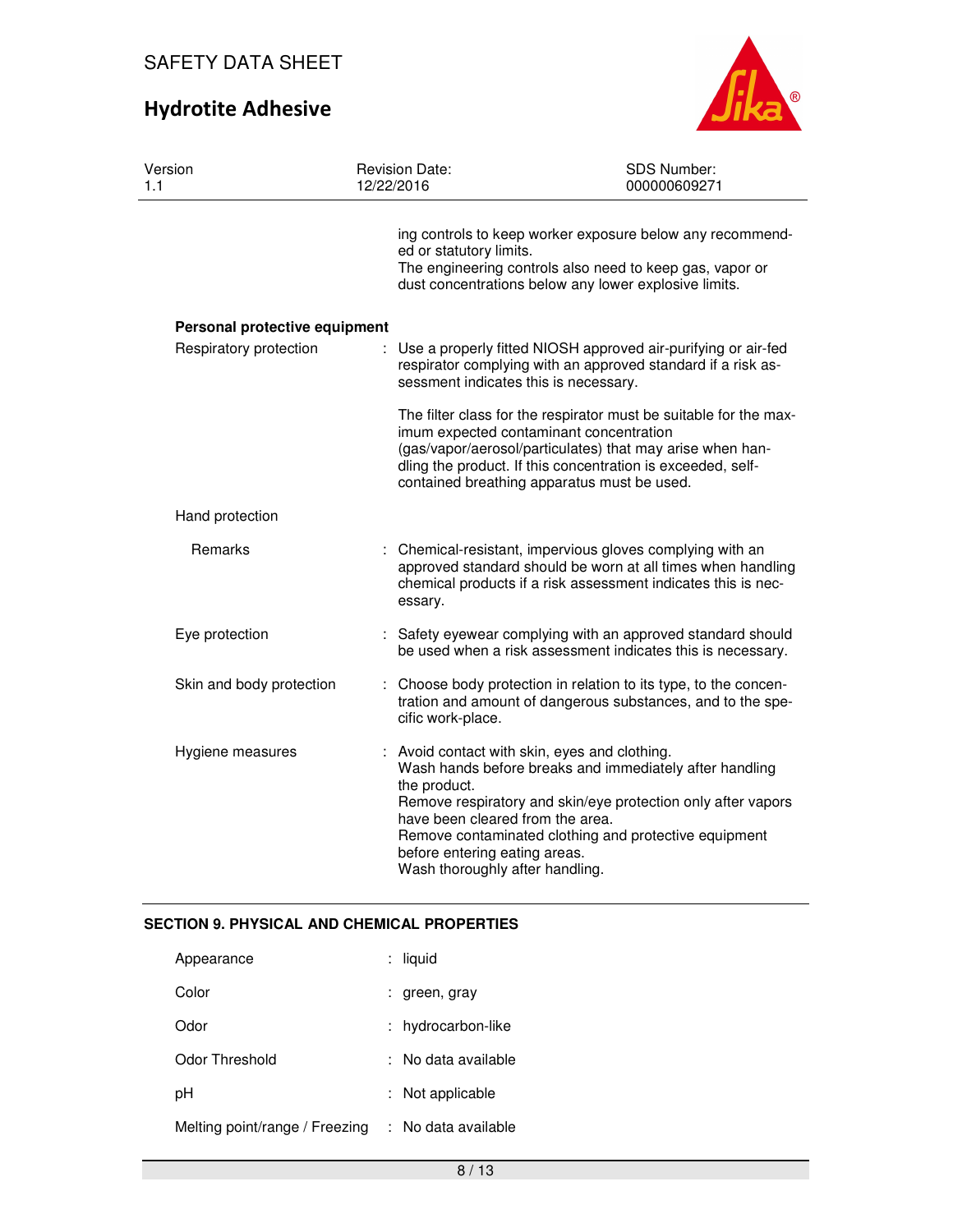ing controls to keep worker exposure below any recommended or statutory limits.
The engineering controls also need to keep gas, vapor or dust concentrations below any lower explosive limits.

**Personal protective equipment**

| | |
|---|---|
| Respiratory protection | : Use a properly fitted NIOSH approved air-purifying or air-fed respirator complying with an approved standard if a risk assessment indicates this is necessary.<br><br>The filter class for the respirator must be suitable for the maximum expected contaminant concentration (gas/vapor/aerosol/particulates) that may arise when handling the product. If this concentration is exceeded, self-contained breathing apparatus must be used. |
| Hand protection | |
| Remarks | : Chemical-resistant, impervious gloves complying with an approved standard should be worn at all times when handling chemical products if a risk assessment indicates this is necessary. |
| Eye protection | : Safety eyewear complying with an approved standard should be used when a risk assessment indicates this is necessary. |
| Skin and body protection | : Choose body protection in relation to its type, to the concentration and amount of dangerous substances, and to the specific work-place. |
| Hygiene measures | : Avoid contact with skin, eyes and clothing.<br>Wash hands before breaks and immediately after handling the product.<br>Remove respiratory and skin/eye protection only after vapors have been cleared from the area.<br>Remove contaminated clothing and protective equipment before entering eating areas.<br>Wash thoroughly after handling. |

## SECTION 9. PHYSICAL AND CHEMICAL PROPERTIES

| | |
|---|---|
| Appearance | : liquid |
| Color | : green, gray |
| Odor | : hydrocarbon-like |
| Odor Threshold | : No data available |
| pH | : Not applicable |
| Melting point/range / Freezing | : No data available |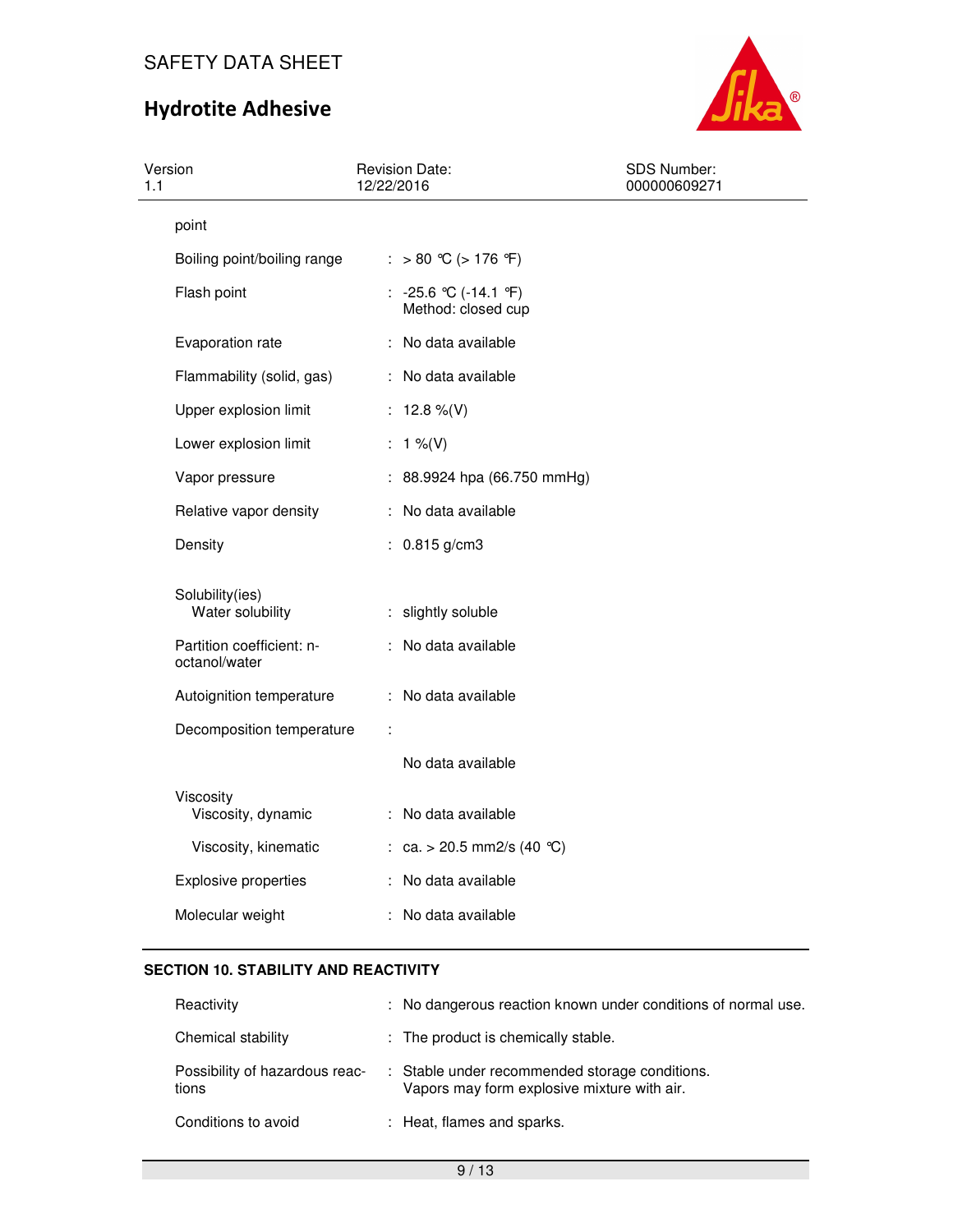| | | |
|---|---|---|
| point | | |
| Boiling point/boiling range | : | > 80 °C (> 176 °F) |
| Flash point | : | -25.6 °C (-14.1 °F)<br>Method: closed cup |
| Evaporation rate | : | No data available |
| Flammability (solid, gas) | : | No data available |
| Upper explosion limit | : | 12.8 %(V) |
| Lower explosion limit | : | 1 %(V) |
| Vapor pressure | : | 88.9924 hpa (66.750 mmHg) |
| Relative vapor density | : | No data available |
| Density | : | 0.815 g/cm3 |
| Solubility(ies)<br>Water solubility | : | slightly soluble |
| Partition coefficient: n-octanol/water | : | No data available |
| Autoignition temperature | : | No data available |
| Decomposition temperature | : | No data available |
| Viscosity<br>Viscosity, dynamic | : | No data available |
| Viscosity, kinematic | : | ca. > 20.5 mm2/s (40 °C) |
| Explosive properties | : | No data available |
| Molecular weight | : | No data available |

## SECTION 10. STABILITY AND REACTIVITY

| | | |
|---|---|---|
| Reactivity | : | No dangerous reaction known under conditions of normal use. |
| Chemical stability | : | The product is chemically stable. |
| Possibility of hazardous reactions | : | Stable under recommended storage conditions.<br>Vapors may form explosive mixture with air. |
| Conditions to avoid | : | Heat, flames and sparks. |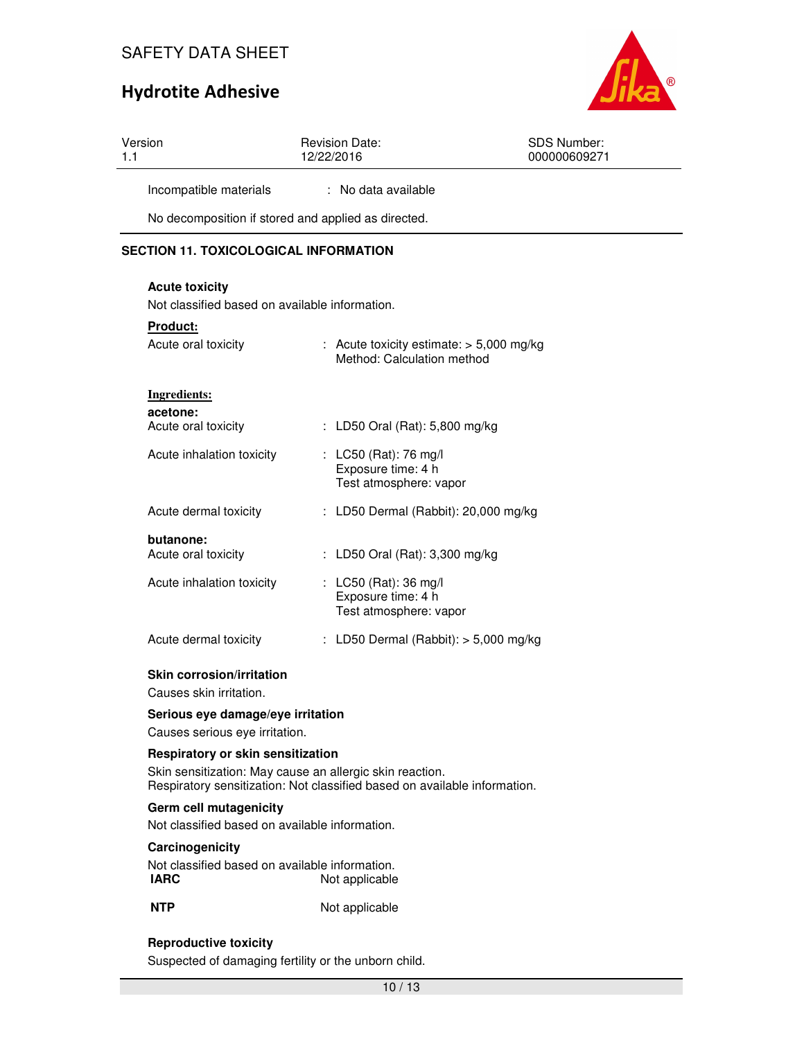Incompatible materials : No data available

No decomposition if stored and applied as directed.

## SECTION 11. TOXICOLOGICAL INFORMATION

### Acute toxicity

Not classified based on available information.

**Product:**

| | |
|---|---|
| Acute oral toxicity | : Acute toxicity estimate: > 5,000 mg/kg<br>Method: Calculation method |

**Ingredients:**

**acetone:**

| | |
|---|---|
| Acute oral toxicity | : LD50 Oral (Rat): 5,800 mg/kg |
| Acute inhalation toxicity | : LC50 (Rat): 76 mg/l<br>Exposure time: 4 h<br>Test atmosphere: vapor |
| Acute dermal toxicity | : LD50 Dermal (Rabbit): 20,000 mg/kg |

**butanone:**

| | |
|---|---|
| Acute oral toxicity | : LD50 Oral (Rat): 3,300 mg/kg |
| Acute inhalation toxicity | : LC50 (Rat): 36 mg/l<br>Exposure time: 4 h<br>Test atmosphere: vapor |
| Acute dermal toxicity | : LD50 Dermal (Rabbit): > 5,000 mg/kg |

### Skin corrosion/irritation

Causes skin irritation.

### Serious eye damage/eye irritation

Causes serious eye irritation.

### Respiratory or skin sensitization

Skin sensitization: May cause an allergic skin reaction.
Respiratory sensitization: Not classified based on available information.

### Germ cell mutagenicity

Not classified based on available information.

### Carcinogenicity

Not classified based on available information.

| | |
|---|---|
| **IARC** | Not applicable |
| **NTP** | Not applicable |

### Reproductive toxicity

Suspected of damaging fertility or the unborn child.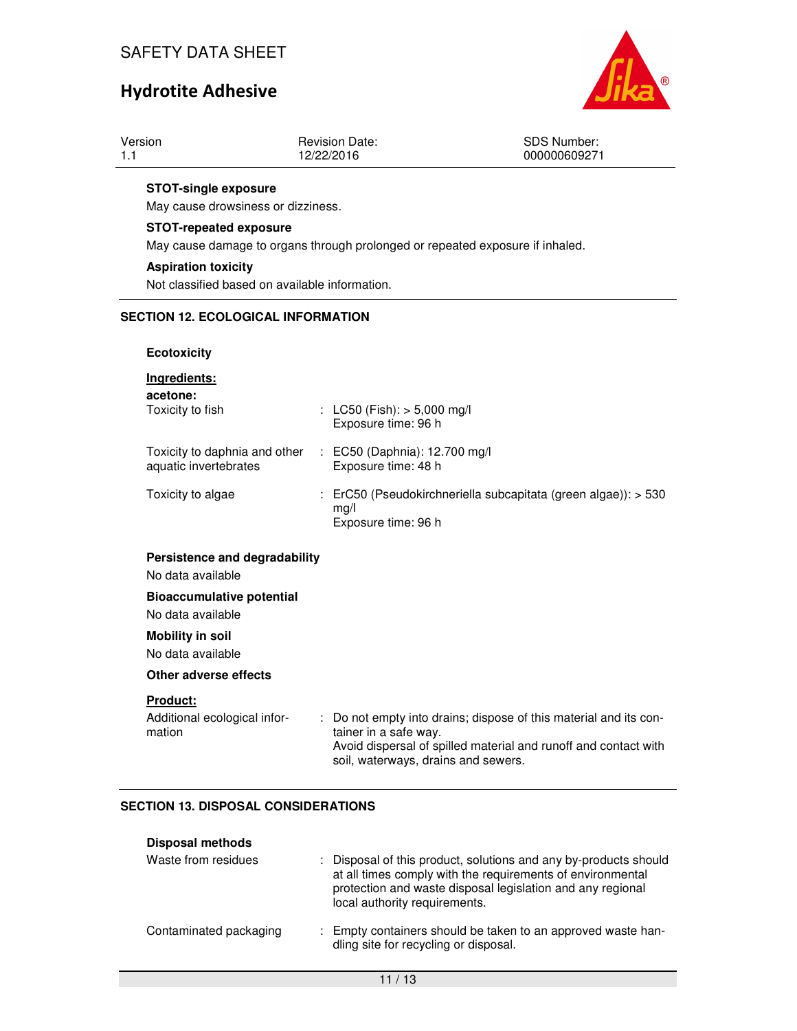**STOT-single exposure**

May cause drowsiness or dizziness.

**STOT-repeated exposure**

May cause damage to organs through prolonged or repeated exposure if inhaled.

**Aspiration toxicity**

Not classified based on available information.

## SECTION 12. ECOLOGICAL INFORMATION

### Ecotoxicity

**Ingredients:**

**acetone:**

| | |
|---|---|
| Toxicity to fish | : LC50 (Fish): > 5,000 mg/l<br>Exposure time: 96 h |
| Toxicity to daphnia and other aquatic invertebrates | : EC50 (Daphnia): 12.700 mg/l<br>Exposure time: 48 h |
| Toxicity to algae | : ErC50 (Pseudokirchneriella subcapitata (green algae)): > 530 mg/l<br>Exposure time: 96 h |

### Persistence and degradability

No data available

### Bioaccumulative potential

No data available

### Mobility in soil

No data available

### Other adverse effects

**Product:**

| | |
|---|---|
| Additional ecological information | : Do not empty into drains; dispose of this material and its container in a safe way.<br>Avoid dispersal of spilled material and runoff and contact with soil, waterways, drains and sewers. |

## SECTION 13. DISPOSAL CONSIDERATIONS

### Disposal methods

| | |
|---|---|
| Waste from residues | : Disposal of this product, solutions and any by-products should at all times comply with the requirements of environmental protection and waste disposal legislation and any regional local authority requirements. |
| Contaminated packaging | : Empty containers should be taken to an approved waste handling site for recycling or disposal. |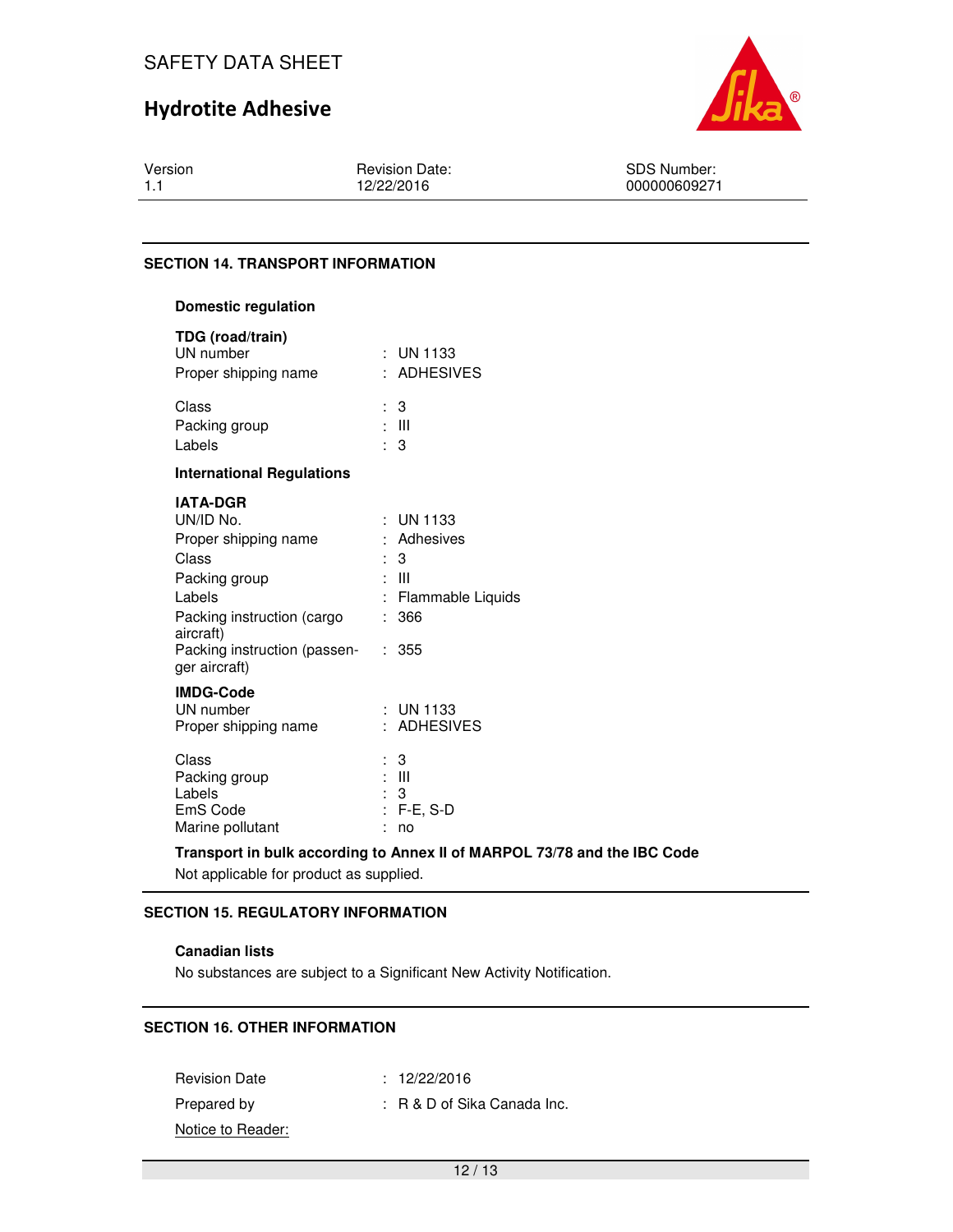## SECTION 14. TRANSPORT INFORMATION

### Domestic regulation

**TDG (road/train)**

| | |
|---|---|
| UN number | : UN 1133 |
| Proper shipping name | : ADHESIVES |
| Class | : 3 |
| Packing group | : III |
| Labels | : 3 |

### International Regulations

**IATA-DGR**

| | |
|---|---|
| UN/ID No. | : UN 1133 |
| Proper shipping name | : Adhesives |
| Class | : 3 |
| Packing group | : III |
| Labels | : Flammable Liquids |
| Packing instruction (cargo aircraft) | : 366 |
| Packing instruction (passenger aircraft) | : 355 |

**IMDG-Code**

| | |
|---|---|
| UN number | : UN 1133 |
| Proper shipping name | : ADHESIVES |
| Class | : 3 |
| Packing group | : III |
| Labels | : 3 |
| EmS Code | : F-E, S-D |
| Marine pollutant | : no |

**Transport in bulk according to Annex II of MARPOL 73/78 and the IBC Code**

Not applicable for product as supplied.

## SECTION 15. REGULATORY INFORMATION

### Canadian lists

No substances are subject to a Significant New Activity Notification.

## SECTION 16. OTHER INFORMATION

| | |
|---|---|
| Revision Date | : 12/22/2016 |
| Prepared by | : R & D of Sika Canada Inc. |

Notice to Reader: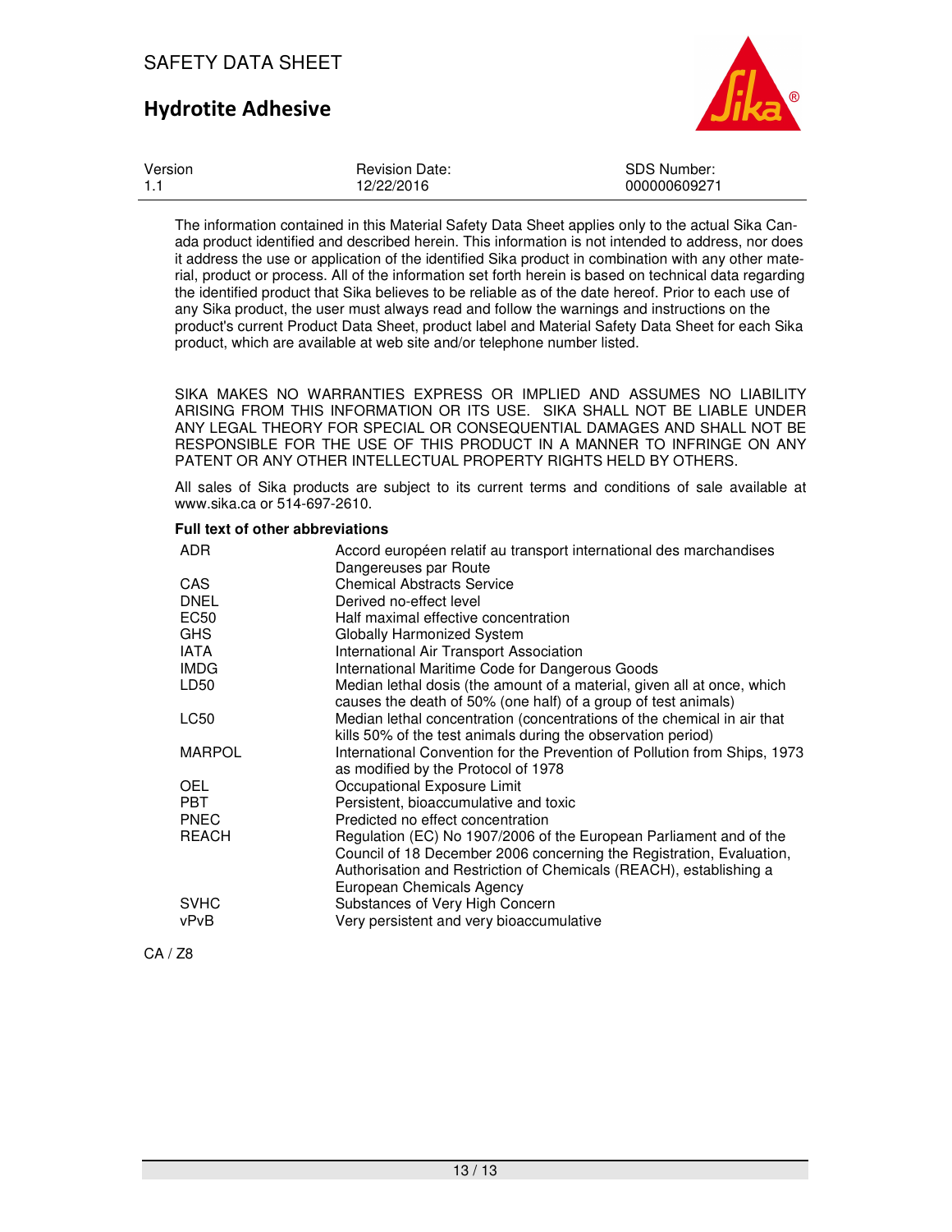The information contained in this Material Safety Data Sheet applies only to the actual Sika Canada product identified and described herein. This information is not intended to address, nor does it address the use or application of the identified Sika product in combination with any other material, product or process. All of the information set forth herein is based on technical data regarding the identified product that Sika believes to be reliable as of the date hereof. Prior to each use of any Sika product, the user must always read and follow the warnings and instructions on the product's current Product Data Sheet, product label and Material Safety Data Sheet for each Sika product, which are available at web site and/or telephone number listed.

SIKA MAKES NO WARRANTIES EXPRESS OR IMPLIED AND ASSUMES NO LIABILITY ARISING FROM THIS INFORMATION OR ITS USE. SIKA SHALL NOT BE LIABLE UNDER ANY LEGAL THEORY FOR SPECIAL OR CONSEQUENTIAL DAMAGES AND SHALL NOT BE RESPONSIBLE FOR THE USE OF THIS PRODUCT IN A MANNER TO INFRINGE ON ANY PATENT OR ANY OTHER INTELLECTUAL PROPERTY RIGHTS HELD BY OTHERS.

All sales of Sika products are subject to its current terms and conditions of sale available at www.sika.ca or 514-697-2610.

**Full text of other abbreviations**

| | |
|---|---|
| ADR | Accord européen relatif au transport international des marchandises Dangereuses par Route |
| CAS | Chemical Abstracts Service |
| DNEL | Derived no-effect level |
| EC50 | Half maximal effective concentration |
| GHS | Globally Harmonized System |
| IATA | International Air Transport Association |
| IMDG | International Maritime Code for Dangerous Goods |
| LD50 | Median lethal dosis (the amount of a material, given all at once, which causes the death of 50% (one half) of a group of test animals) |
| LC50 | Median lethal concentration (concentrations of the chemical in air that kills 50% of the test animals during the observation period) |
| MARPOL | International Convention for the Prevention of Pollution from Ships, 1973 as modified by the Protocol of 1978 |
| OEL | Occupational Exposure Limit |
| PBT | Persistent, bioaccumulative and toxic |
| PNEC | Predicted no effect concentration |
| REACH | Regulation (EC) No 1907/2006 of the European Parliament and of the Council of 18 December 2006 concerning the Registration, Evaluation, Authorisation and Restriction of Chemicals (REACH), establishing a European Chemicals Agency |
| SVHC | Substances of Very High Concern |
| vPvB | Very persistent and very bioaccumulative |

CA / Z8